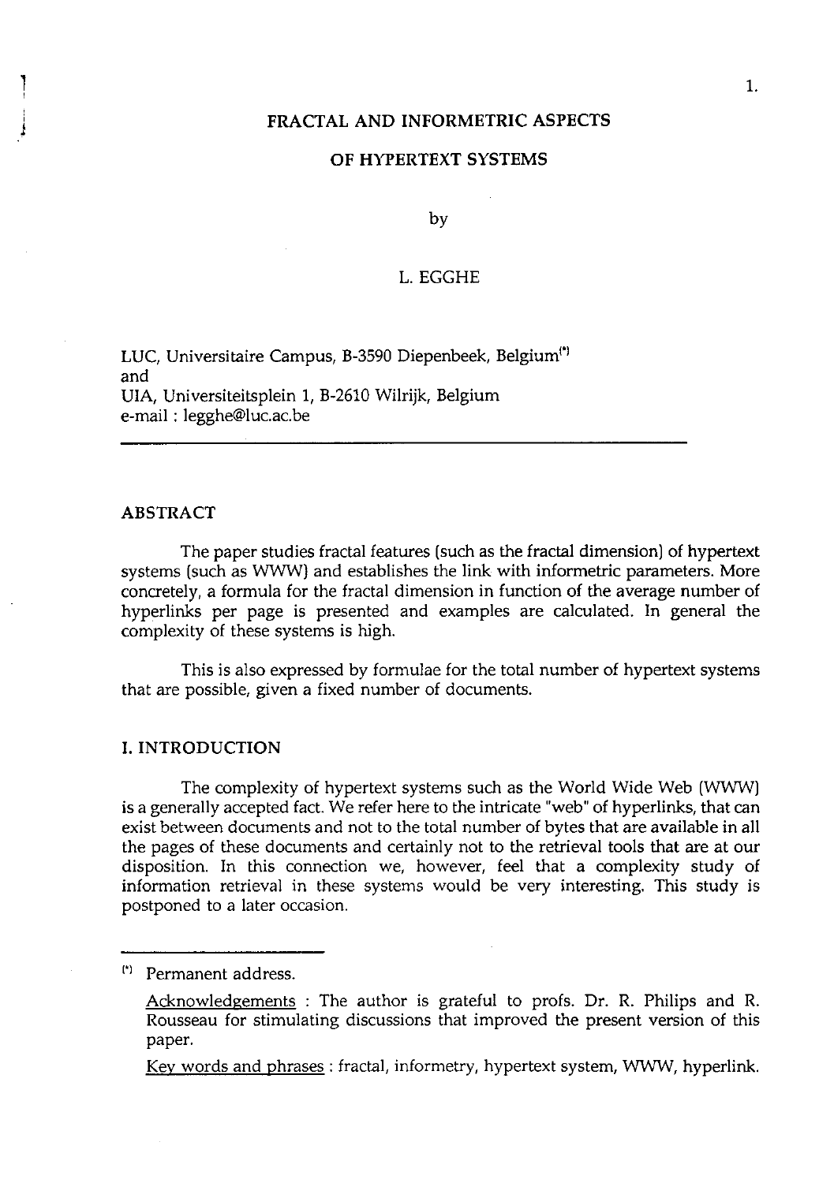# FRACTAL AND INFORMETRIC ASPECTS

# OF HYPERTEXT SYSTEMS

by

L. EGGHE

LUC, Universitaire Campus, B-3590 Diepenbeek, Belgium[*]
and
UIA, Universiteitsplein 1, B-2610 Wilrijk, Belgium
e-mail : legghe@luc.ac.be

---

## ABSTRACT

The paper studies fractal features (such as the fractal dimension) of hypertext systems (such as WWW) and establishes the link with informetric parameters. More concretely, a formula for the fractal dimension in function of the average number of hyperlinks per page is presented and examples are calculated. In general the complexity of these systems is high.

This is also expressed by formulae for the total number of hypertext systems that are possible, given a fixed number of documents.

## I. INTRODUCTION

The complexity of hypertext systems such as the World Wide Web (WWW) is a generally accepted fact. We refer here to the intricate "web" of hyperlinks, that can exist between documents and not to the total number of bytes that are available in all the pages of these documents and certainly not to the retrieval tools that are at our disposition. In this connection we, however, feel that a complexity study of information retrieval in these systems would be very interesting. This study is postponed to a later occasion.

---

[*] Permanent address.

<u>Acknowledgements</u> : The author is grateful to profs. Dr. R. Philips and R. Rousseau for stimulating discussions that improved the present version of this paper.

<u>Key words and phrases</u> : fractal, informetry, hypertext system, WWW, hyperlink.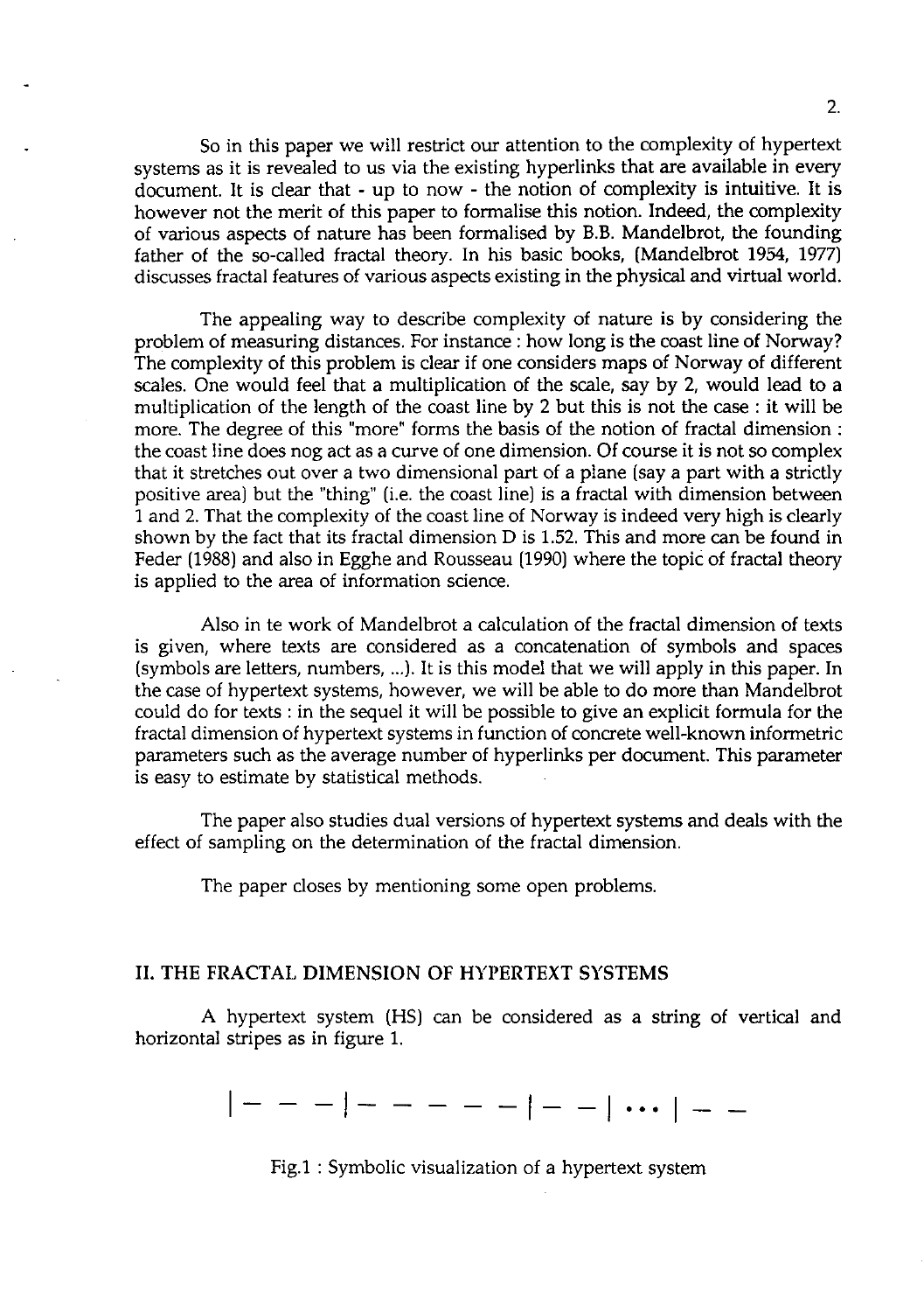So in this paper we will restrict our attention to the complexity of hypertext systems as it is revealed to us via the existing hyperlinks that are available in every document. It is clear that - up to now - the notion of complexity is intuitive. It is however not the merit of this paper to formalise this notion. Indeed, the complexity of various aspects of nature has been formalised by B.B. Mandelbrot, the founding father of the so-called fractal theory. In his basic books, (Mandelbrot 1954, 1977) discusses fractal features of various aspects existing in the physical and virtual world.

The appealing way to describe complexity of nature is by considering the problem of measuring distances. For instance : how long is the coast line of Norway? The complexity of this problem is clear if one considers maps of Norway of different scales. One would feel that a multiplication of the scale, say by 2, would lead to a multiplication of the length of the coast line by 2 but this is not the case : it will be more. The degree of this "more" forms the basis of the notion of fractal dimension : the coast line does nog act as a curve of one dimension. Of course it is not so complex that it stretches out over a two dimensional part of a plane (say a part with a strictly positive area) but the "thing" (i.e. the coast line) is a fractal with dimension between 1 and 2. That the complexity of the coast line of Norway is indeed very high is clearly shown by the fact that its fractal dimension D is 1.52. This and more can be found in Feder (1988) and also in Egghe and Rousseau (1990) where the topic of fractal theory is applied to the area of information science.

Also in te work of Mandelbrot a calculation of the fractal dimension of texts is given, where texts are considered as a concatenation of symbols and spaces (symbols are letters, numbers, ...). It is this model that we will apply in this paper. In the case of hypertext systems, however, we will be able to do more than Mandelbrot could do for texts : in the sequel it will be possible to give an explicit formula for the fractal dimension of hypertext systems in function of concrete well-known informetric parameters such as the average number of hyperlinks per document. This parameter is easy to estimate by statistical methods.

The paper also studies dual versions of hypertext systems and deals with the effect of sampling on the determination of the fractal dimension.

The paper closes by mentioning some open problems.

## II. THE FRACTAL DIMENSION OF HYPERTEXT SYSTEMS

A hypertext system (HS) can be considered as a string of vertical and horizontal stripes as in figure 1.

| — — — | — — — — — | — — | ... | — —

Fig.1 : Symbolic visualization of a hypertext system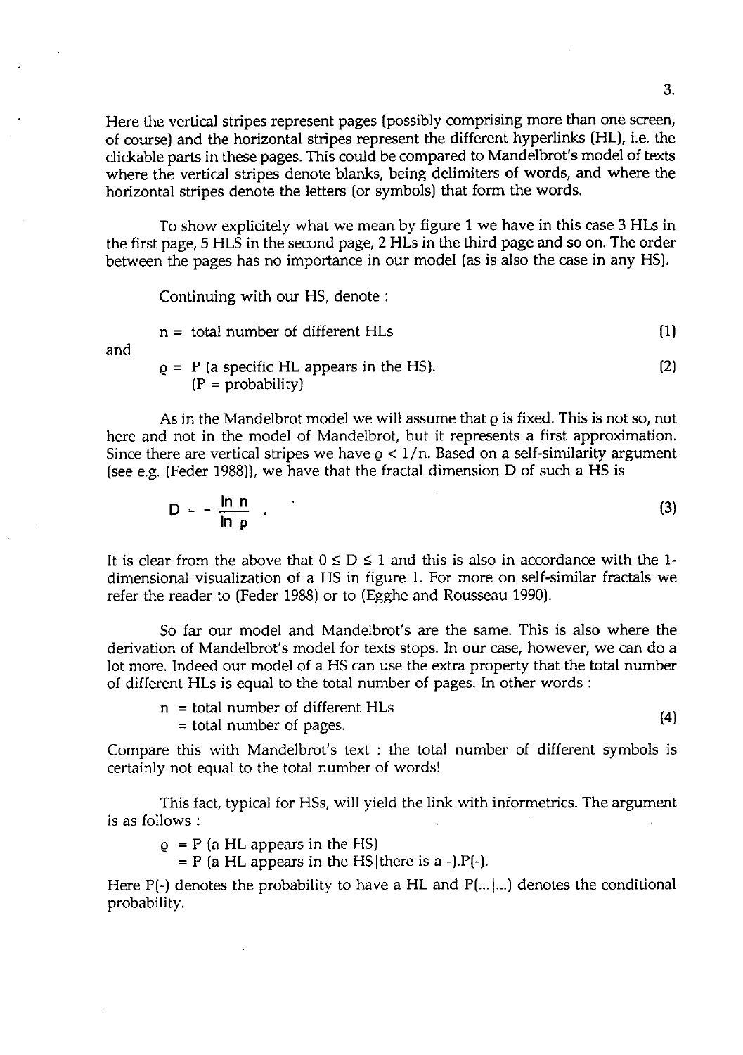Here the vertical stripes represent pages (possibly comprising more than one screen, of course) and the horizontal stripes represent the different hyperlinks (HL), i.e. the clickable parts in these pages. This could be compared to Mandelbrot's model of texts where the vertical stripes denote blanks, being delimiters of words, and where the horizontal stripes denote the letters (or symbols) that form the words.

To show explicitely what we mean by figure 1 we have in this case 3 HLs in the first page, 5 HLS in the second page, 2 HLs in the third page and so on. The order between the pages has no importance in our model (as is also the case in any HS).

Continuing with our HS, denote :

$$n = \text{total number of different HLs} \tag{1}$$

and

$$\rho = P \text{ (a specific HL appears in the HS).} \tag{2}$$

(P = probability)

As in the Mandelbrot model we will assume that $\rho$ is fixed. This is not so, not here and not in the model of Mandelbrot, but it represents a first approximation. Since there are vertical stripes we have $\rho < 1/n$. Based on a self-similarity argument (see e.g. (Feder 1988)), we have that the fractal dimension D of such a HS is

$$D = -\frac{\ln n}{\ln \rho} \ . \tag{3}$$

It is clear from the above that $0 \leq D \leq 1$ and this is also in accordance with the 1-dimensional visualization of a HS in figure 1. For more on self-similar fractals we refer the reader to (Feder 1988) or to (Egghe and Rousseau 1990).

So far our model and Mandelbrot's are the same. This is also where the derivation of Mandelbrot's model for texts stops. In our case, however, we can do a lot more. Indeed our model of a HS can use the extra property that the total number of different HLs is equal to the total number of pages. In other words :

$$\begin{aligned} n &= \text{total number of different HLs} \\ &= \text{total number of pages.} \end{aligned} \tag{4}$$

Compare this with Mandelbrot's text : the total number of different symbols is certainly not equal to the total number of words!

This fact, typical for HSs, will yield the link with informetrics. The argument is as follows :

$$\begin{aligned} \rho &= P \text{ (a HL appears in the HS)} \\ &= P \text{ (a HL appears in the HS} \,|\, \text{there is a -)}.P(-). \end{aligned}$$

Here P(-) denotes the probability to have a HL and P(...|...) denotes the conditional probability.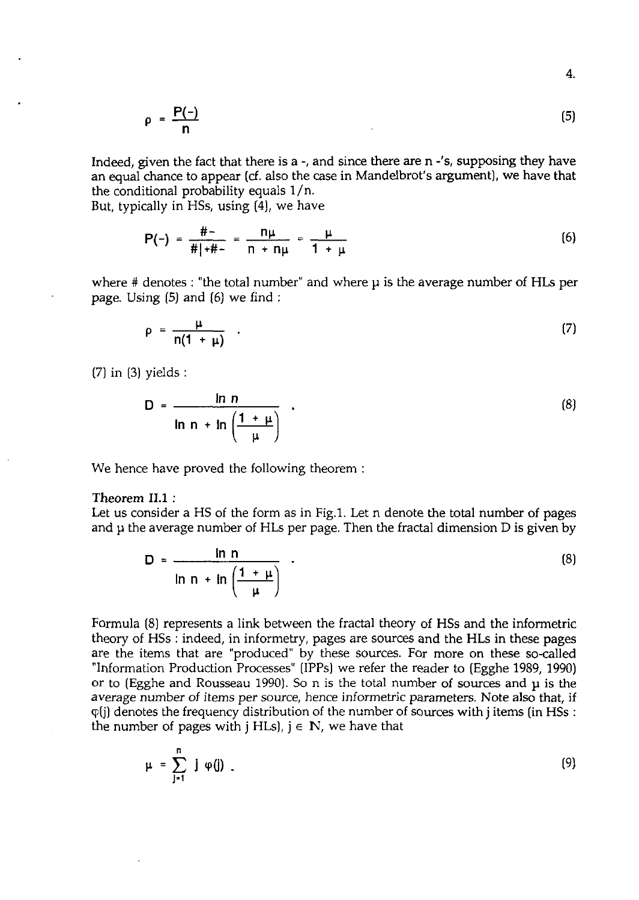$$\rho = \frac{P(-)}{n} \tag{5}$$

Indeed, given the fact that there is a -, and since there are n -'s, supposing they have an equal chance to appear (cf. also the case in Mandelbrot's argument), we have that the conditional probability equals $1/n$.
But, typically in HSs, using (4), we have

$$P(-) = \frac{\#-}{\#|+\#-} = \frac{n\mu}{n + n\mu} = \frac{\mu}{1 + \mu} \tag{6}$$

where # denotes : "the total number" and where $\mu$ is the average number of HLs per page. Using (5) and (6) we find :

$$\rho = \frac{\mu}{n(1 + \mu)} \quad . \tag{7}$$

(7) in (3) yields :

$$D = \frac{\ln n}{\ln n + \ln\left(\frac{1 + \mu}{\mu}\right)} \quad . \tag{8}$$

We hence have proved the following theorem :

*Theorem II.1 :*
Let us consider a HS of the form as in Fig.1. Let n denote the total number of pages and $\mu$ the average number of HLs per page. Then the fractal dimension D is given by

$$D = \frac{\ln n}{\ln n + \ln\left(\frac{1 + \mu}{\mu}\right)} \quad . \tag{8}$$

Formula (8) represents a link between the fractal theory of HSs and the informetric theory of HSs : indeed, in informetry, pages are sources and the HLs in these pages are the items that are "produced" by these sources. For more on these so-called "Information Production Processes" (IPPs) we refer the reader to (Egghe 1989, 1990) or to (Egghe and Rousseau 1990). So n is the total number of sources and $\mu$ is the average number of items per source, hence informetric parameters. Note also that, if $\varphi(j)$ denotes the frequency distribution of the number of sources with j items (in HSs : the number of pages with j HLs), $j \in \mathbb{N}$, we have that

$$\mu = \sum_{j=1}^{n} j \, \varphi(j) \; . \tag{9}$$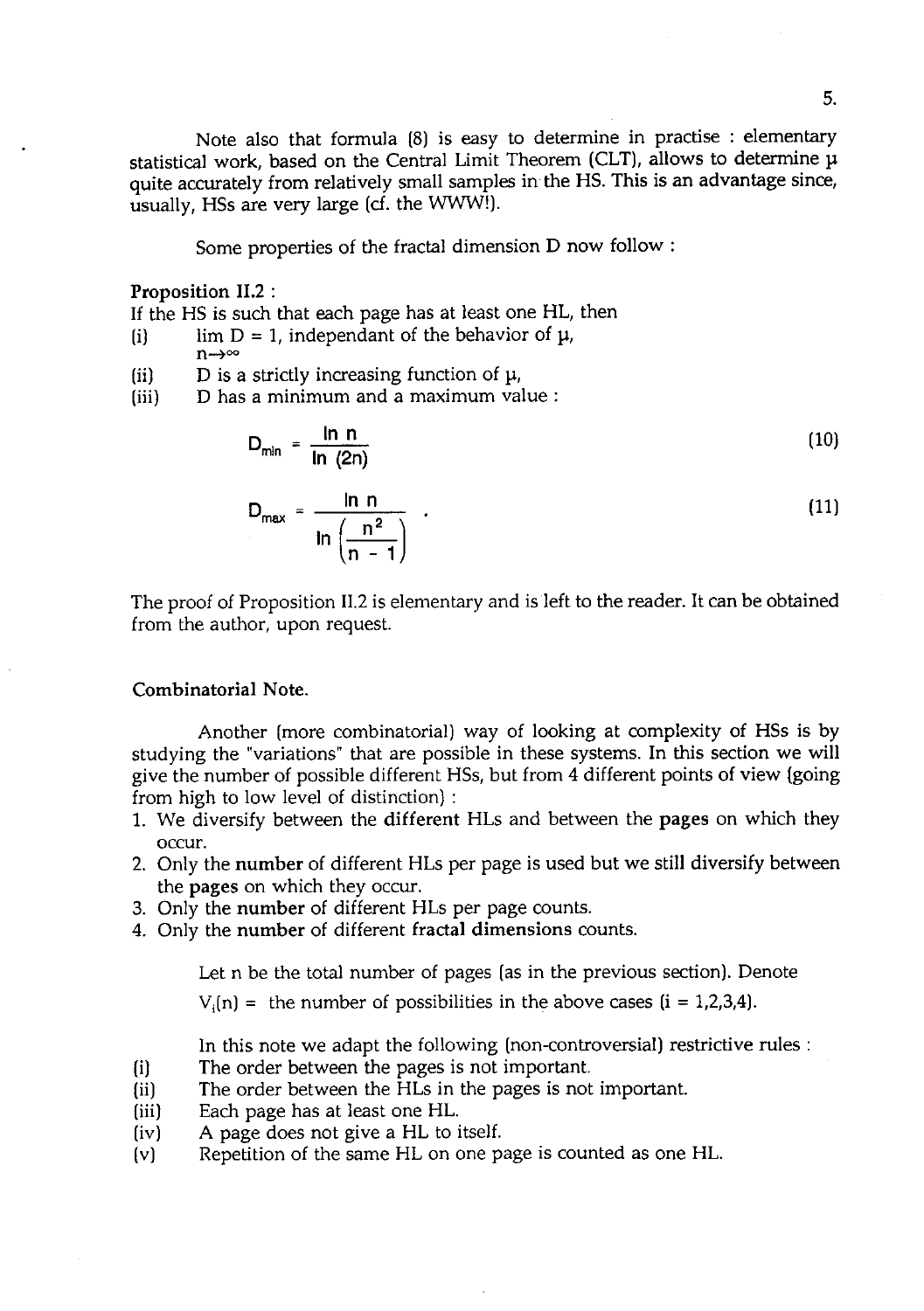Note also that formula (8) is easy to determine in practise : elementary statistical work, based on the Central Limit Theorem (CLT), allows to determine $\mu$ quite accurately from relatively small samples in the HS. This is an advantage since, usually, HSs are very large (cf. the WWW!).

Some properties of the fractal dimension D now follow :

**Proposition II.2 :**
If the HS is such that each page has at least one HL, then

(i) $\lim_{n\to\infty} D = 1$, independant of the behavior of $\mu$,

(ii) D is a strictly increasing function of $\mu$,

(iii) D has a minimum and a maximum value :

$$D_{min} = \frac{\ln n}{\ln (2n)} \tag{10}$$

$$D_{max} = \frac{\ln n}{\ln \left( \frac{n^2}{n-1} \right)} \quad . \tag{11}$$

The proof of Proposition II.2 is elementary and is left to the reader. It can be obtained from the author, upon request.

**Combinatorial Note.**

Another (more combinatorial) way of looking at complexity of HSs is by studying the "variations" that are possible in these systems. In this section we will give the number of possible different HSs, but from 4 different points of view (going from high to low level of distinction) :

1. We diversify between the **different** HLs and between the **pages** on which they occur.
2. Only the **number** of different HLs per page is used but we still diversify between the **pages** on which they occur.
3. Only the **number** of different HLs per page counts.
4. Only the **number** of different **fractal dimensions** counts.

Let n be the total number of pages (as in the previous section). Denote

$V_i(n)$ = the number of possibilities in the above cases (i = 1,2,3,4).

In this note we adapt the following (non-controversial) restrictive rules :

(i) The order between the pages is not important.

(ii) The order between the HLs in the pages is not important.

(iii) Each page has at least one HL.

(iv) A page does not give a HL to itself.

(v) Repetition of the same HL on one page is counted as one HL.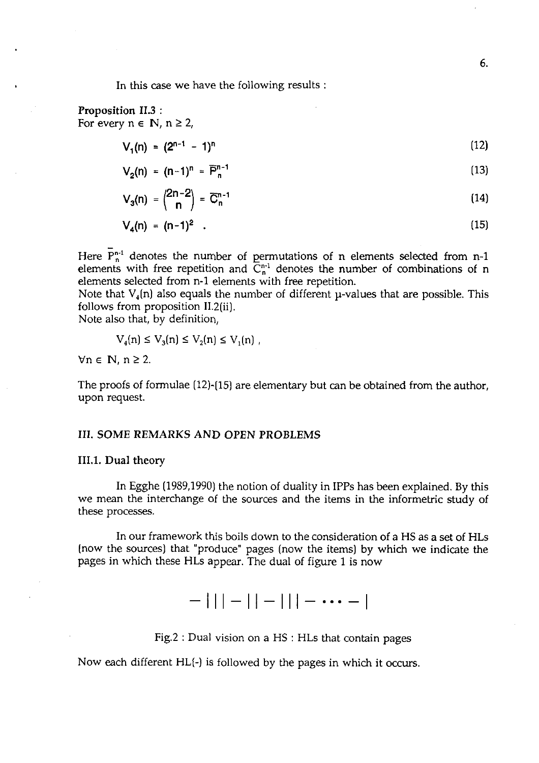In this case we have the following results :

**Proposition II.3 :**
For every $n \in \mathbb{N}$, $n \geq 2$,

$$V_1(n) = (2^{n-1} - 1)^n \tag{12}$$

$$V_2(n) = (n-1)^n = \overline{P}_n^{n-1} \tag{13}$$

$$V_3(n) = \binom{2n-2}{n} = \overline{C}_n^{n-1} \tag{14}$$

$$V_4(n) = (n-1)^2 \ . \tag{15}$$

Here $\overline{P}_n^{n-1}$ denotes the number of permutations of n elements selected from n-1 elements with free repetition and $\overline{C}_n^{n-1}$ denotes the number of combinations of n elements selected from n-1 elements with free repetition.
Note that $V_4(n)$ also equals the number of different $\mu$-values that are possible. This follows from proposition II.2(ii).
Note also that, by definition,

$$V_4(n) \leq V_3(n) \leq V_2(n) \leq V_1(n) \ ,$$

$\forall n \in \mathbb{N}$, $n \geq 2$.

The proofs of formulae (12)-(15) are elementary but can be obtained from the author, upon request.

## III. SOME REMARKS AND OPEN PROBLEMS

### III.1. Dual theory

In Egghe (1989,1990) the notion of duality in IPPs has been explained. By this we mean the interchange of the sources and the items in the informetric study of these processes.

In our framework this boils down to the consideration of a HS as a set of HLs (now the sources) that "produce" pages (now the items) by which we indicate the pages in which these HLs appear. The dual of figure 1 is now

$$- \, | \, | \, | - | \, | - | \, | \, | - \cdots - |$$

Fig.2 : Dual vision on a HS : HLs that contain pages

Now each different HL(-) is followed by the pages in which it occurs.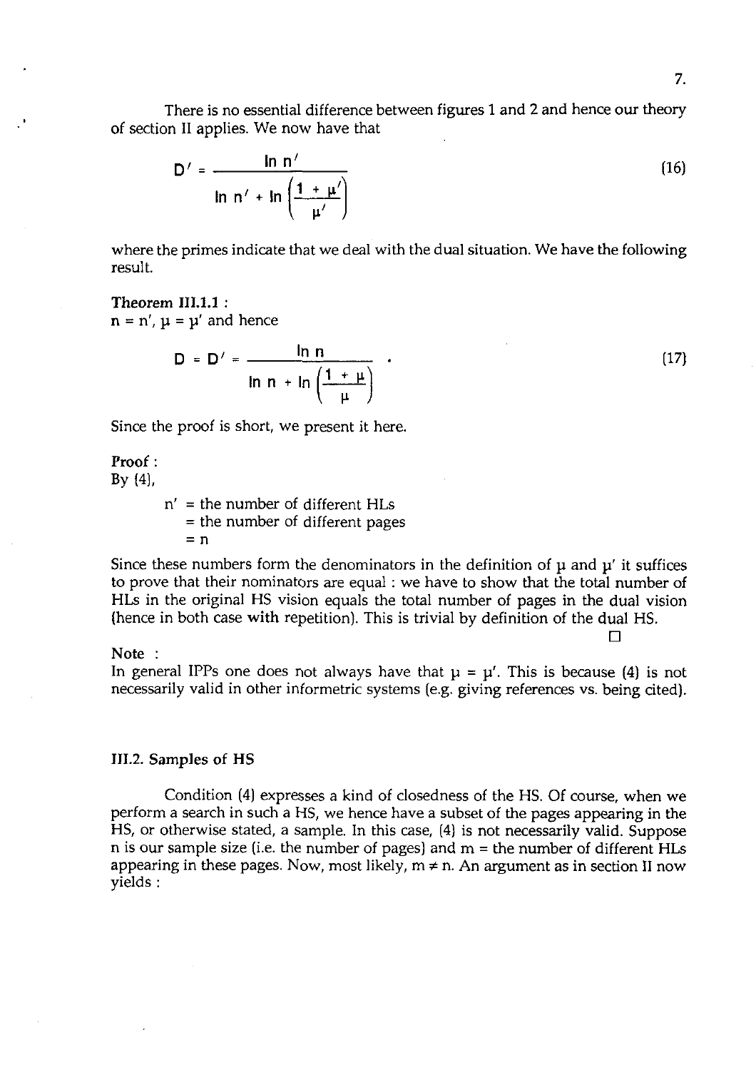There is no essential difference between figures 1 and 2 and hence our theory of section II applies. We now have that

$$D' = \frac{\ln n'}{\ln n' + \ln\left(\frac{1+\mu'}{\mu'}\right)} \tag{16}$$

where the primes indicate that we deal with the dual situation. We have the following result.

**Theorem III.1.1 :**
$n = n'$, $\mu = \mu'$ and hence

$$D = D' = \frac{\ln n}{\ln n + \ln\left(\frac{1+\mu}{\mu}\right)} \quad . \tag{17}$$

Since the proof is short, we present it here.

**Proof :**
By (4),

$n'$ = the number of different HLs
= the number of different pages
= $n$

Since these numbers form the denominators in the definition of $\mu$ and $\mu'$ it suffices to prove that their nominators are equal : we have to show that the total number of HLs in the original HS vision equals the total number of pages in the dual vision (hence in both case with repetition). This is trivial by definition of the dual HS.

□

**Note :**
In general IPPs one does not always have that $\mu = \mu'$. This is because (4) is not necessarily valid in other informetric systems (e.g. giving references vs. being cited).

### III.2. Samples of HS

Condition (4) expresses a kind of closedness of the HS. Of course, when we perform a search in such a HS, we hence have a subset of the pages appearing in the HS, or otherwise stated, a sample. In this case, (4) is not necessarily valid. Suppose $n$ is our sample size (i.e. the number of pages) and $m$ = the number of different HLs appearing in these pages. Now, most likely, $m \neq n$. An argument as in section II now yields :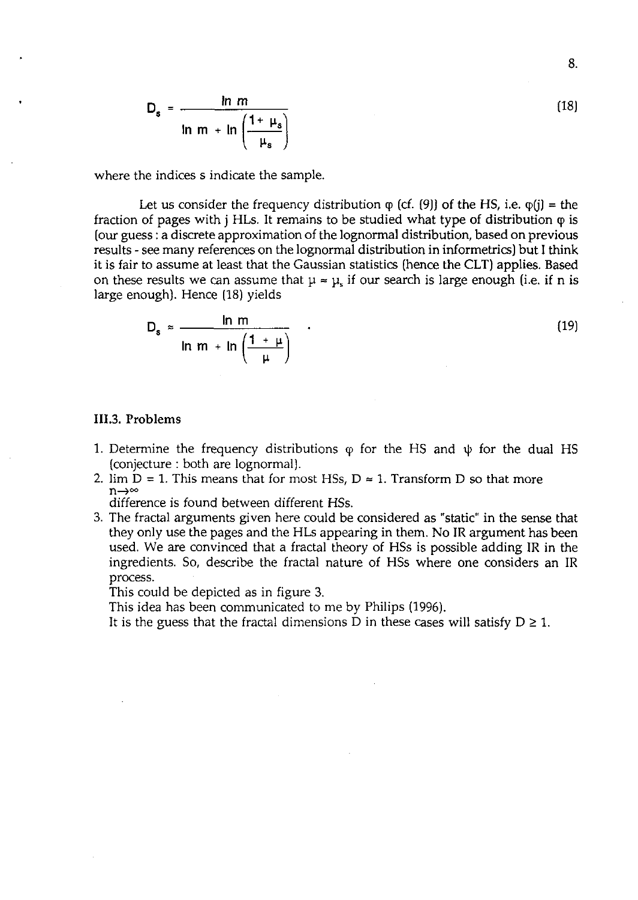$$D_s = \frac{\ln m}{\ln m + \ln\left(\frac{1+\mu_s}{\mu_s}\right)} \tag{18}$$

where the indices s indicate the sample.

Let us consider the frequency distribution $\varphi$ (cf. (9)) of the HS, i.e. $\varphi(j)$ = the fraction of pages with j HLs. It remains to be studied what type of distribution $\varphi$ is (our guess : a discrete approximation of the lognormal distribution, based on previous results - see many references on the lognormal distribution in informetrics) but I think it is fair to assume at least that the Gaussian statistics (hence the CLT) applies. Based on these results we can assume that $\mu \approx \mu_s$ if our search is large enough (i.e. if n is large enough). Hence (18) yields

$$D_s \approx \frac{\ln m}{\ln m + \ln\left(\frac{1+\mu}{\mu}\right)} \quad . \tag{19}$$

### III.3. Problems

1. Determine the frequency distributions $\varphi$ for the HS and $\psi$ for the dual HS (conjecture : both are lognormal).
2. $\lim_{n\to\infty} D = 1$. This means that for most HSs, $D \approx 1$. Transform D so that more difference is found between different HSs.
3. The fractal arguments given here could be considered as "static" in the sense that they only use the pages and the HLs appearing in them. No IR argument has been used. We are convinced that a fractal theory of HSs is possible adding IR in the ingredients. So, describe the fractal nature of HSs where one considers an IR process.

   This could be depicted as in figure 3.

   This idea has been communicated to me by Philips (1996).

   It is the guess that the fractal dimensions D in these cases will satisfy $D \geq 1$.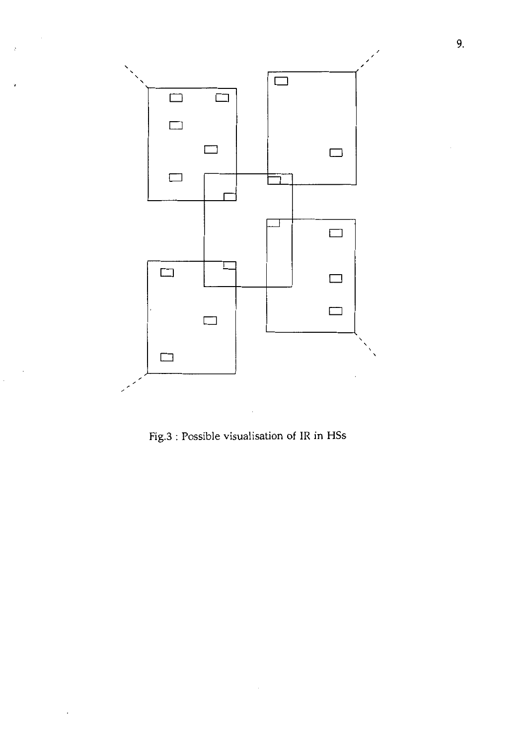Fig.3 : Possible visualisation of IR in HSs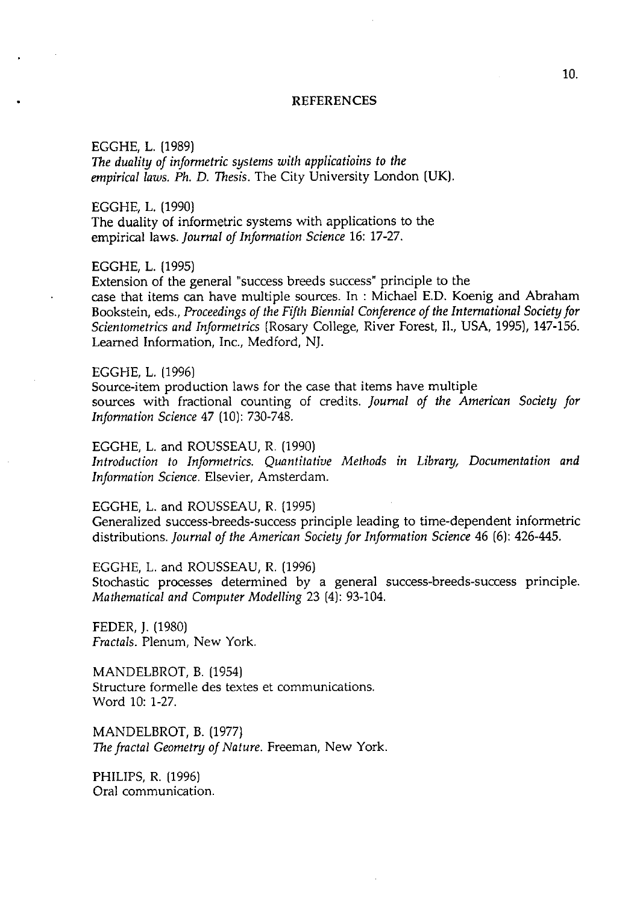## REFERENCES

EGGHE, L. (1989)
*The duality of informetric systems with applicatioins to the empirical laws. Ph. D. Thesis.* The City University London (UK).

EGGHE, L. (1990)
The duality of informetric systems with applications to the empirical laws. *Journal of Information Science* 16: 17-27.

EGGHE, L. (1995)
Extension of the general "success breeds success" principle to the case that items can have multiple sources. In : Michael E.D. Koenig and Abraham Bookstein, eds., *Proceedings of the Fifth Biennial Conference of the International Society for Scientometrics and Informetrics* (Rosary College, River Forest, Il., USA, 1995), 147-156. Learned Information, Inc., Medford, NJ.

EGGHE, L. (1996)
Source-item production laws for the case that items have multiple sources with fractional counting of credits. *Journal of the American Society for Information Science* 47 (10): 730-748.

EGGHE, L. and ROUSSEAU, R. (1990)
*Introduction to Informetrics. Quantitative Methods in Library, Documentation and Information Science.* Elsevier, Amsterdam.

EGGHE, L. and ROUSSEAU, R. (1995)
Generalized success-breeds-success principle leading to time-dependent informetric distributions. *Journal of the American Society for Information Science* 46 (6): 426-445.

EGGHE, L. and ROUSSEAU, R. (1996)
Stochastic processes determined by a general success-breeds-success principle. *Mathematical and Computer Modelling* 23 (4): 93-104.

FEDER, J. (1980)
*Fractals.* Plenum, New York.

MANDELBROT, B. (1954)
Structure formelle des textes et communications. Word 10: 1-27.

MANDELBROT, B. (1977)
*The fractal Geometry of Nature.* Freeman, New York.

PHILIPS, R. (1996)
Oral communication.